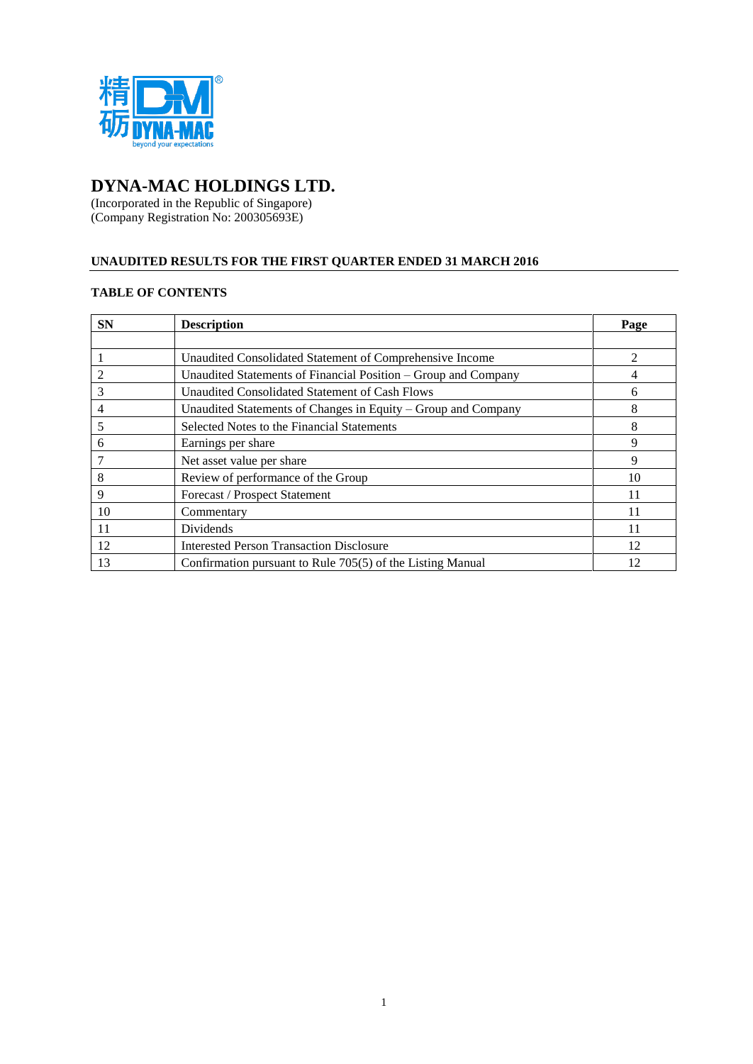# DYNA-MAC HOLDINGS LTD.

(Incorporated in the Republic of Singapore)
(Company Registration No: 200305693E)

## UNAUDITED RESULTS FOR THE FIRST QUARTER ENDED 31 MARCH 2016

### TABLE OF CONTENTS

| SN | Description | Page |
|---|---|---|
| | | |
| 1 | Unaudited Consolidated Statement of Comprehensive Income | 2 |
| 2 | Unaudited Statements of Financial Position – Group and Company | 4 |
| 3 | Unaudited Consolidated Statement of Cash Flows | 6 |
| 4 | Unaudited Statements of Changes in Equity – Group and Company | 8 |
| 5 | Selected Notes to the Financial Statements | 8 |
| 6 | Earnings per share | 9 |
| 7 | Net asset value per share | 9 |
| 8 | Review of performance of the Group | 10 |
| 9 | Forecast / Prospect Statement | 11 |
| 10 | Commentary | 11 |
| 11 | Dividends | 11 |
| 12 | Interested Person Transaction Disclosure | 12 |
| 13 | Confirmation pursuant to Rule 705(5) of the Listing Manual | 12 |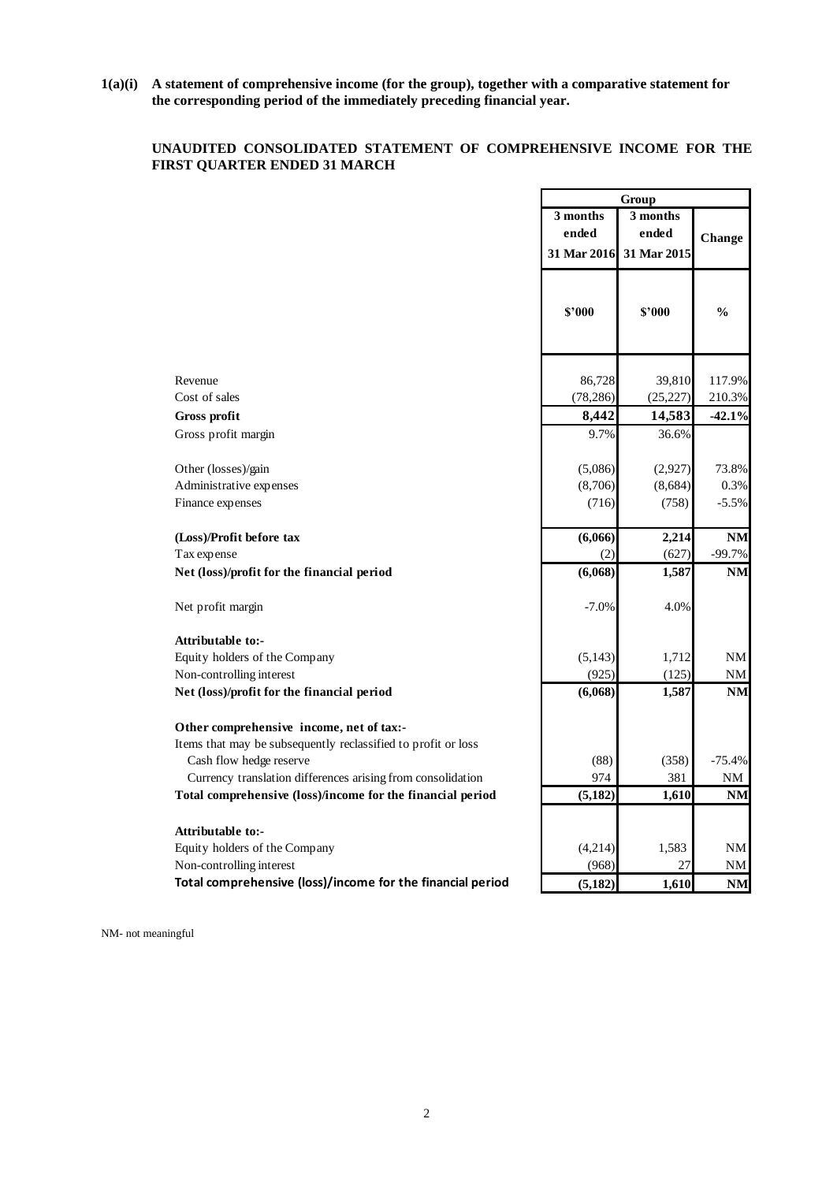**1(a)(i) A statement of comprehensive income (for the group), together with a comparative statement for the corresponding period of the immediately preceding financial year.**

**UNAUDITED CONSOLIDATED STATEMENT OF COMPREHENSIVE INCOME FOR THE FIRST QUARTER ENDED 31 MARCH**

| | Group | | |
|---|---|---|---|
| | 3 months ended 31 Mar 2016 | 3 months ended 31 Mar 2015 | Change |
| | $'000 | $'000 | % |
| Revenue | 86,728 | 39,810 | 117.9% |
| Cost of sales | (78,286) | (25,227) | 210.3% |
| **Gross profit** | **8,442** | **14,583** | **-42.1%** |
| Gross profit margin | 9.7% | 36.6% | |
| | | | |
| Other (losses)/gain | (5,086) | (2,927) | 73.8% |
| Administrative expenses | (8,706) | (8,684) | 0.3% |
| Finance expenses | (716) | (758) | -5.5% |
| | | | |
| **(Loss)/Profit before tax** | **(6,066)** | **2,214** | **NM** |
| Tax expense | (2) | (627) | -99.7% |
| **Net (loss)/profit for the financial period** | **(6,068)** | **1,587** | **NM** |
| | | | |
| Net profit margin | -7.0% | 4.0% | |
| | | | |
| **Attributable to:-** | | | |
| Equity holders of the Company | (5,143) | 1,712 | NM |
| Non-controlling interest | (925) | (125) | NM |
| **Net (loss)/profit for the financial period** | **(6,068)** | **1,587** | **NM** |
| | | | |
| **Other comprehensive income, net of tax:-** | | | |
| Items that may be subsequently reclassified to profit or loss | | | |
| Cash flow hedge reserve | (88) | (358) | -75.4% |
| Currency translation differences arising from consolidation | 974 | 381 | NM |
| **Total comprehensive (loss)/income for the financial period** | **(5,182)** | **1,610** | **NM** |
| | | | |
| **Attributable to:-** | | | |
| Equity holders of the Company | (4,214) | 1,583 | NM |
| Non-controlling interest | (968) | 27 | NM |
| **Total comprehensive (loss)/income for the financial period** | **(5,182)** | **1,610** | **NM** |

NM- not meaningful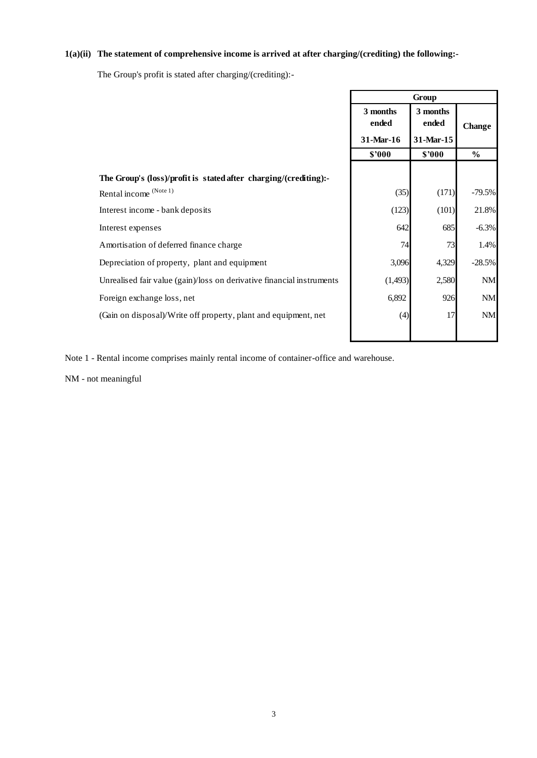**1(a)(ii) The statement of comprehensive income is arrived at after charging/(crediting) the following:-**

The Group's profit is stated after charging/(crediting):-

| | Group | | |
|---|---|---|---|
| | 3 months ended 31-Mar-16 | 3 months ended 31-Mar-15 | Change |
| | $'000 | $'000 | % |
| **The Group's (loss)/profit is stated after charging/(crediting):-** | | | |
| Rental income (Note 1) | (35) | (171) | -79.5% |
| Interest income - bank deposits | (123) | (101) | 21.8% |
| Interest expenses | 642 | 685 | -6.3% |
| Amortisation of deferred finance charge | 74 | 73 | 1.4% |
| Depreciation of property, plant and equipment | 3,096 | 4,329 | -28.5% |
| Unrealised fair value (gain)/loss on derivative financial instruments | (1,493) | 2,580 | NM |
| Foreign exchange loss, net | 6,892 | 926 | NM |
| (Gain on disposal)/Write off property, plant and equipment, net | (4) | 17 | NM |

Note 1 - Rental income comprises mainly rental income of container-office and warehouse.

NM - not meaningful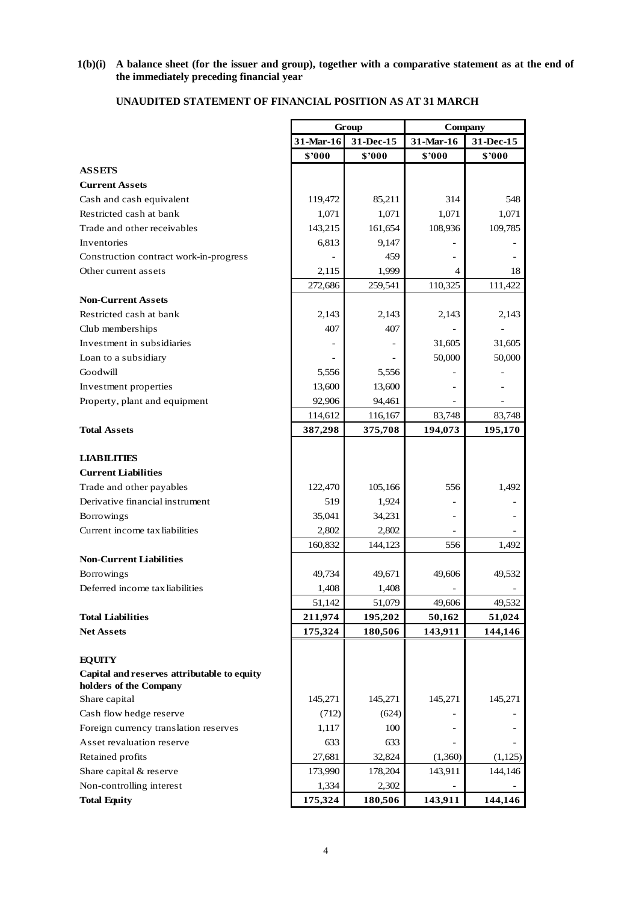**1(b)(i) A balance sheet (for the issuer and group), together with a comparative statement as at the end of the immediately preceding financial year**

**UNAUDITED STATEMENT OF FINANCIAL POSITION AS AT 31 MARCH**

| | Group | | Company | |
|---|---|---|---|---|
| | 31-Mar-16 | 31-Dec-15 | 31-Mar-16 | 31-Dec-15 |
| | $'000 | $'000 | $'000 | $'000 |
| **ASSETS** | | | | |
| **Current Assets** | | | | |
| Cash and cash equivalent | 119,472 | 85,211 | 314 | 548 |
| Restricted cash at bank | 1,071 | 1,071 | 1,071 | 1,071 |
| Trade and other receivables | 143,215 | 161,654 | 108,936 | 109,785 |
| Inventories | 6,813 | 9,147 | - | - |
| Construction contract work-in-progress | - | 459 | - | - |
| Other current assets | 2,115 | 1,999 | 4 | 18 |
| | 272,686 | 259,541 | 110,325 | 111,422 |
| **Non-Current Assets** | | | | |
| Restricted cash at bank | 2,143 | 2,143 | 2,143 | 2,143 |
| Club memberships | 407 | 407 | - | - |
| Investment in subsidiaries | - | - | 31,605 | 31,605 |
| Loan to a subsidiary | - | - | 50,000 | 50,000 |
| Goodwill | 5,556 | 5,556 | - | - |
| Investment properties | 13,600 | 13,600 | - | - |
| Property, plant and equipment | 92,906 | 94,461 | - | - |
| | 114,612 | 116,167 | 83,748 | 83,748 |
| **Total Assets** | **387,298** | **375,708** | **194,073** | **195,170** |
| **LIABILITIES** | | | | |
| **Current Liabilities** | | | | |
| Trade and other payables | 122,470 | 105,166 | 556 | 1,492 |
| Derivative financial instrument | 519 | 1,924 | - | - |
| Borrowings | 35,041 | 34,231 | - | - |
| Current income tax liabilities | 2,802 | 2,802 | - | - |
| | 160,832 | 144,123 | 556 | 1,492 |
| **Non-Current Liabilities** | | | | |
| Borrowings | 49,734 | 49,671 | 49,606 | 49,532 |
| Deferred income tax liabilities | 1,408 | 1,408 | - | - |
| | 51,142 | 51,079 | 49,606 | 49,532 |
| **Total Liabilities** | **211,974** | **195,202** | **50,162** | **51,024** |
| **Net Assets** | **175,324** | **180,506** | **143,911** | **144,146** |
| **EQUITY** | | | | |
| **Capital and reserves attributable to equity holders of the Company** | | | | |
| Share capital | 145,271 | 145,271 | 145,271 | 145,271 |
| Cash flow hedge reserve | (712) | (624) | - | - |
| Foreign currency translation reserves | 1,117 | 100 | - | - |
| Asset revaluation reserve | 633 | 633 | - | - |
| Retained profits | 27,681 | 32,824 | (1,360) | (1,125) |
| Share capital & reserve | 173,990 | 178,204 | 143,911 | 144,146 |
| Non-controlling interest | 1,334 | 2,302 | - | - |
| **Total Equity** | **175,324** | **180,506** | **143,911** | **144,146** |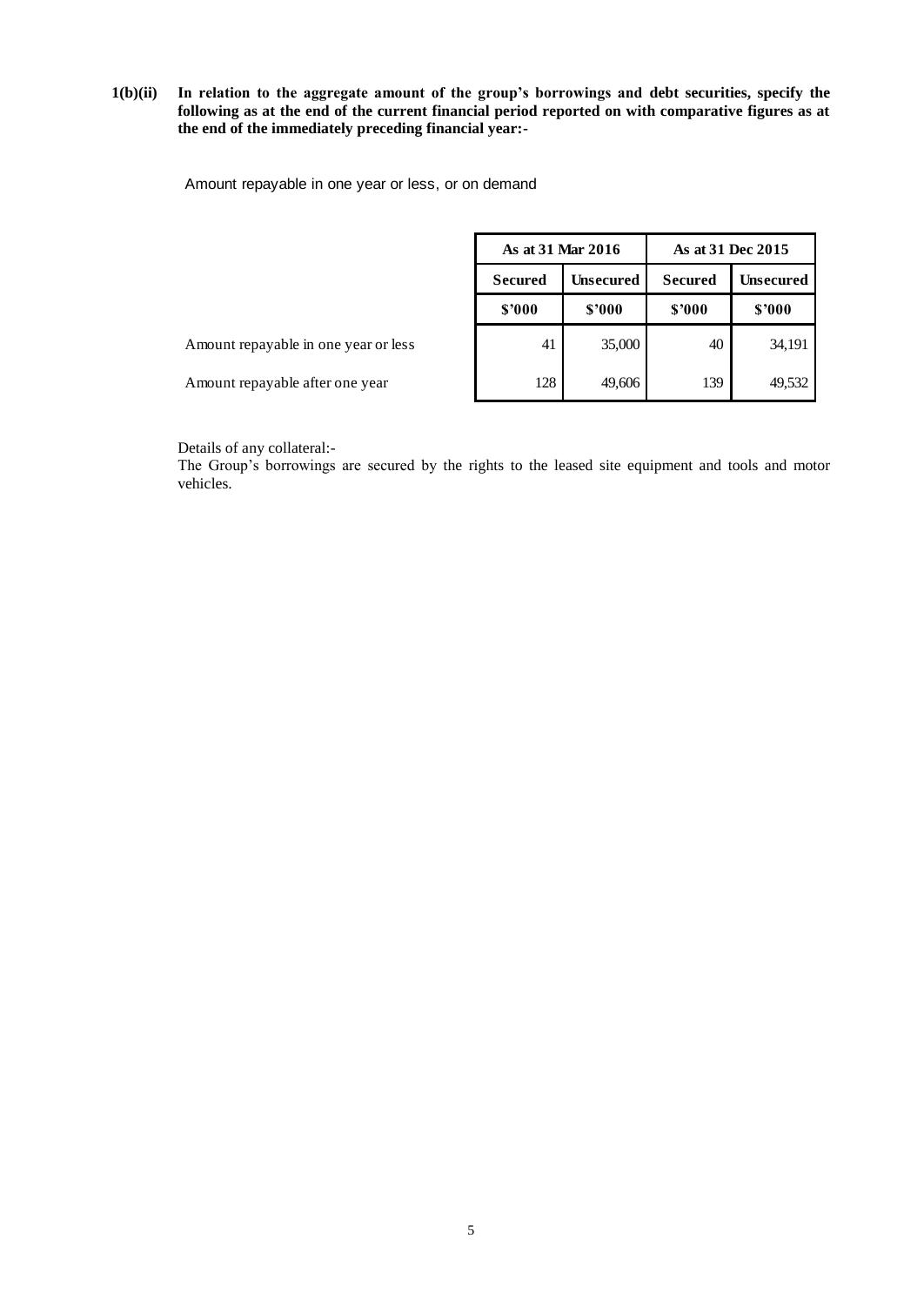**1(b)(ii) In relation to the aggregate amount of the group's borrowings and debt securities, specify the following as at the end of the current financial period reported on with comparative figures as at the end of the immediately preceding financial year:-**

Amount repayable in one year or less, or on demand

| | As at 31 Mar 2016 | | As at 31 Dec 2015 | |
|---|---|---|---|---|
| | **Secured** | **Unsecured** | **Secured** | **Unsecured** |
| | **$'000** | **$'000** | **$'000** | **$'000** |
| Amount repayable in one year or less | 41 | 35,000 | 40 | 34,191 |
| Amount repayable after one year | 128 | 49,606 | 139 | 49,532 |

Details of any collateral:-

The Group's borrowings are secured by the rights to the leased site equipment and tools and motor vehicles.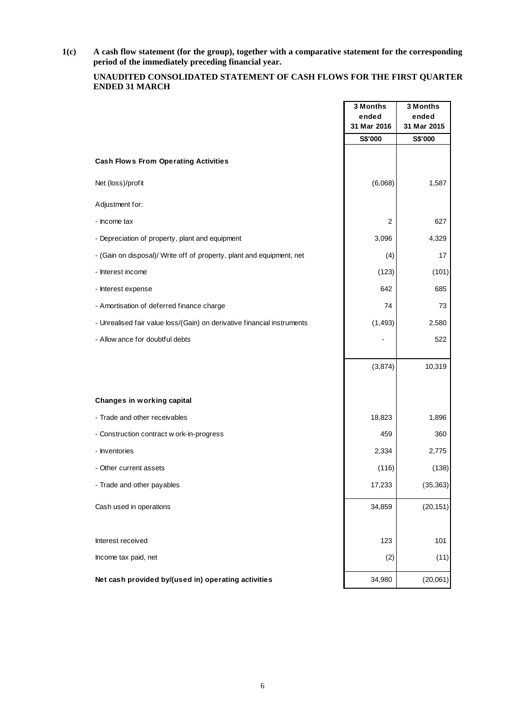**1(c) A cash flow statement (for the group), together with a comparative statement for the corresponding period of the immediately preceding financial year.**

**UNAUDITED CONSOLIDATED STATEMENT OF CASH FLOWS FOR THE FIRST QUARTER ENDED 31 MARCH**

| | 3 Months ended 31 Mar 2016 | 3 Months ended 31 Mar 2015 |
|---|---|---|
| | S$'000 | S$'000 |
| **Cash Flows From Operating Activities** | | |
| Net (loss)/profit | (6,068) | 1,587 |
| Adjustment for: | | |
| - Income tax | 2 | 627 |
| - Depreciation of property, plant and equipment | 3,096 | 4,329 |
| - (Gain on disposal)/ Write off of property, plant and equipment, net | (4) | 17 |
| - Interest income | (123) | (101) |
| - Interest expense | 642 | 685 |
| - Amortisation of deferred finance charge | 74 | 73 |
| - Unrealised fair value loss/(Gain) on derivative financial instruments | (1,493) | 2,580 |
| - Allowance for doubtful debts | - | 522 |
| | (3,874) | 10,319 |
| **Changes in working capital** | | |
| - Trade and other receivables | 18,823 | 1,896 |
| - Construction contract work-in-progress | 459 | 360 |
| - Inventories | 2,334 | 2,775 |
| - Other current assets | (116) | (138) |
| - Trade and other payables | 17,233 | (35,363) |
| Cash used in operations | 34,859 | (20,151) |
| Interest received | 123 | 101 |
| Income tax paid, net | (2) | (11) |
| **Net cash provided by/(used in) operating activities** | 34,980 | (20,061) |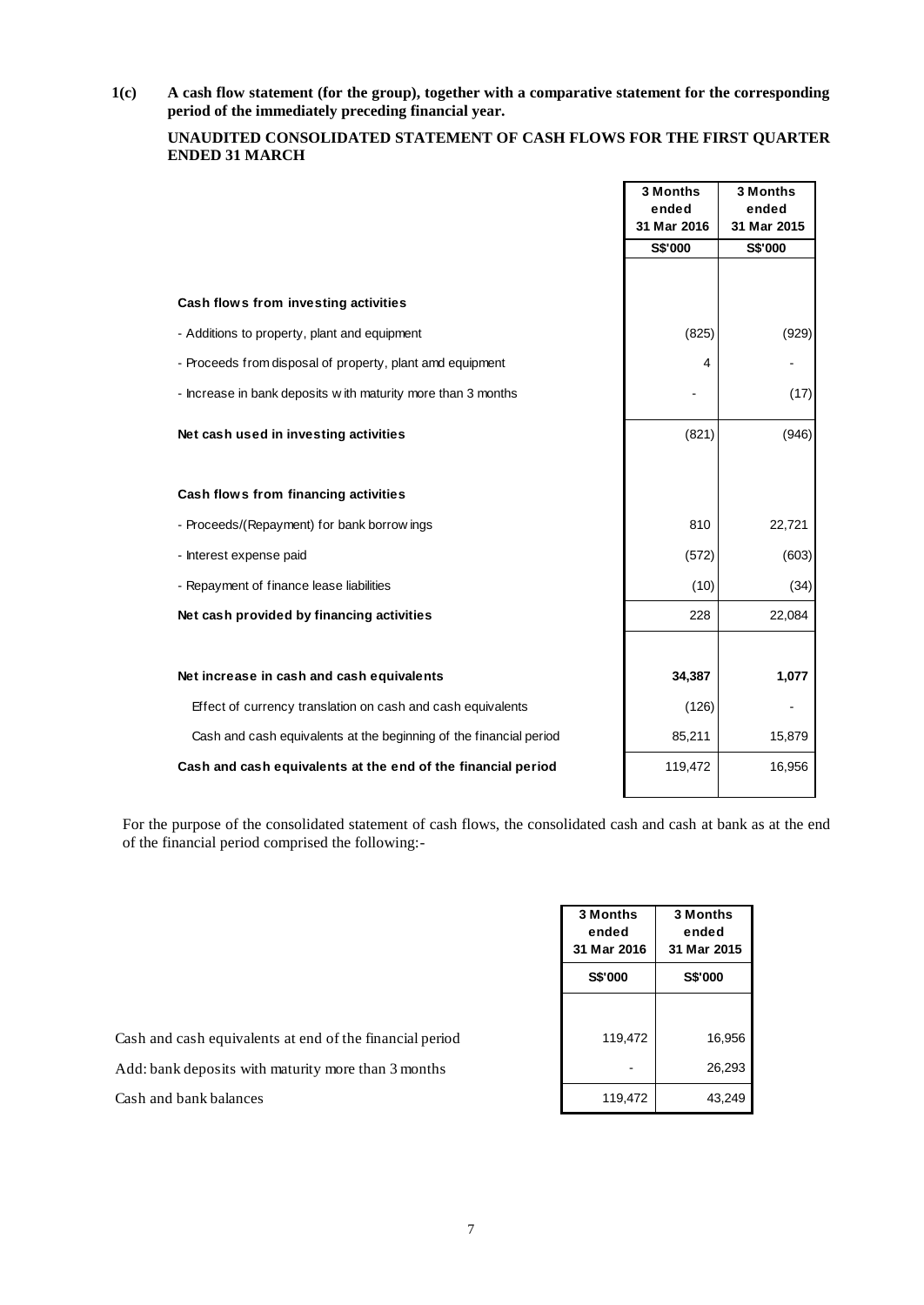**1(c) A cash flow statement (for the group), together with a comparative statement for the corresponding period of the immediately preceding financial year.**

**UNAUDITED CONSOLIDATED STATEMENT OF CASH FLOWS FOR THE FIRST QUARTER ENDED 31 MARCH**

| | 3 Months ended 31 Mar 2016 | 3 Months ended 31 Mar 2015 |
|---|---|---|
| | S$'000 | S$'000 |
| **Cash flows from investing activities** | | |
| - Additions to property, plant and equipment | (825) | (929) |
| - Proceeds from disposal of property, plant amd equipment | 4 | - |
| - Increase in bank deposits with maturity more than 3 months | - | (17) |
| **Net cash used in investing activities** | (821) | (946) |
| **Cash flows from financing activities** | | |
| - Proceeds/(Repayment) for bank borrowings | 810 | 22,721 |
| - Interest expense paid | (572) | (603) |
| - Repayment of finance lease liabilities | (10) | (34) |
| **Net cash provided by financing activities** | 228 | 22,084 |
| **Net increase in cash and cash equivalents** | **34,387** | **1,077** |
| Effect of currency translation on cash and cash equivalents | (126) | - |
| Cash and cash equivalents at the beginning of the financial period | 85,211 | 15,879 |
| **Cash and cash equivalents at the end of the financial period** | 119,472 | 16,956 |

For the purpose of the consolidated statement of cash flows, the consolidated cash and cash at bank as at the end of the financial period comprised the following:-

| | 3 Months ended 31 Mar 2016 | 3 Months ended 31 Mar 2015 |
|---|---|---|
| | S$'000 | S$'000 |
| Cash and cash equivalents at end of the financial period | 119,472 | 16,956 |
| Add: bank deposits with maturity more than 3 months | - | 26,293 |
| Cash and bank balances | 119,472 | 43,249 |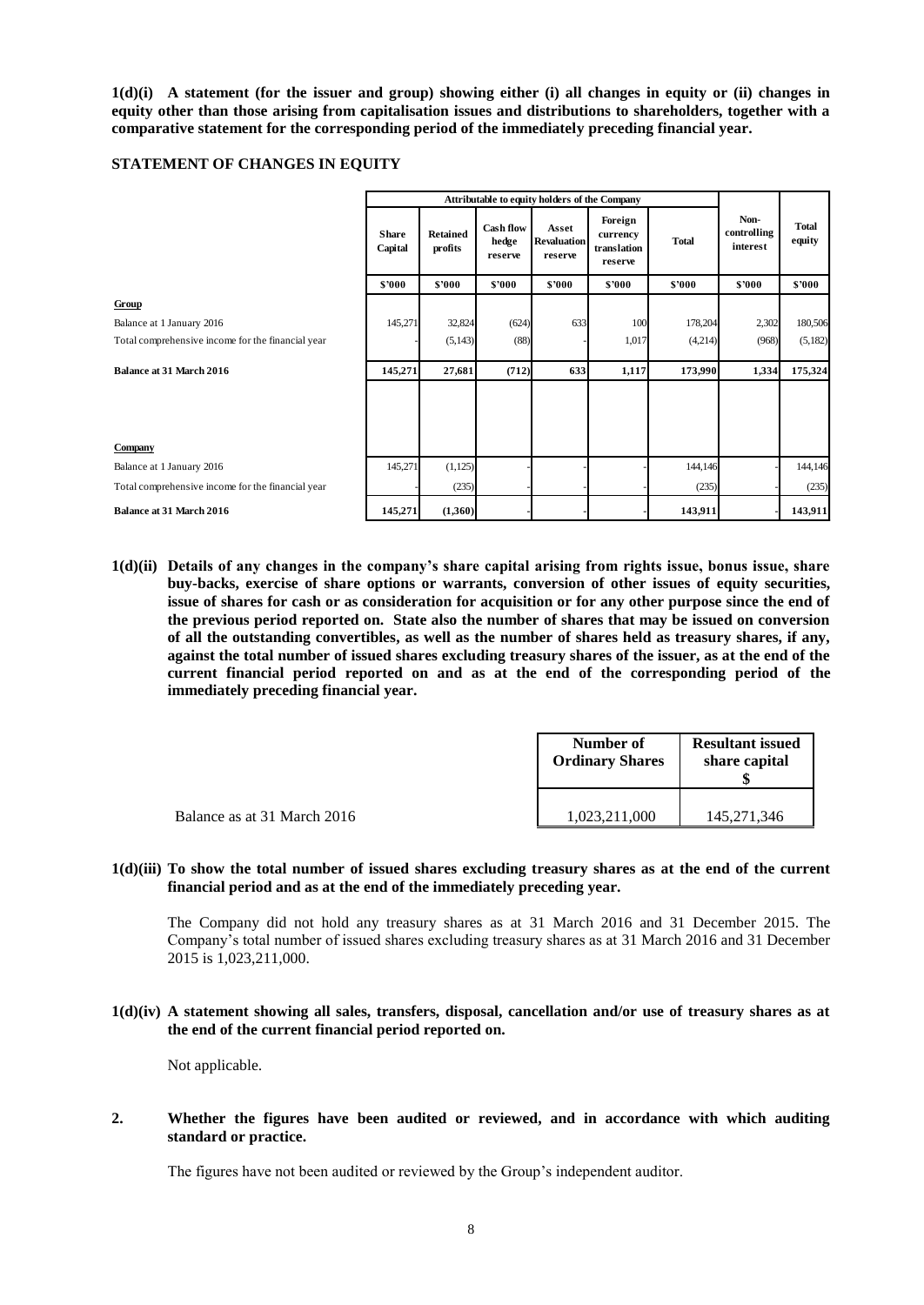**1(d)(i) A statement (for the issuer and group) showing either (i) all changes in equity or (ii) changes in equity other than those arising from capitalisation issues and distributions to shareholders, together with a comparative statement for the corresponding period of the immediately preceding financial year.**

**STATEMENT OF CHANGES IN EQUITY**

| | Attributable to equity holders of the Company | | | | | | | |
|---|---|---|---|---|---|---|---|---|
| | Share Capital | Retained profits | Cash flow hedge reserve | Asset Revaluation reserve | Foreign currency translation reserve | Total | Non-controlling interest | Total equity |
| | $'000 | $'000 | $'000 | $'000 | $'000 | $'000 | $'000 | $'000 |
| **Group** | | | | | | | | |
| Balance at 1 January 2016 | 145,271 | 32,824 | (624) | 633 | 100 | 178,204 | 2,302 | 180,506 |
| Total comprehensive income for the financial year | - | (5,143) | (88) | - | 1,017 | (4,214) | (968) | (5,182) |
| **Balance at 31 March 2016** | **145,271** | **27,681** | **(712)** | **633** | **1,117** | **173,990** | **1,334** | **175,324** |
| **Company** | | | | | | | | |
| Balance at 1 January 2016 | 145,271 | (1,125) | - | - | - | 144,146 | - | 144,146 |
| Total comprehensive income for the financial year | - | (235) | - | - | - | (235) | - | (235) |
| **Balance at 31 March 2016** | **145,271** | **(1,360)** | **-** | **-** | **-** | **143,911** | **-** | **143,911** |

**1(d)(ii) Details of any changes in the company's share capital arising from rights issue, bonus issue, share buy-backs, exercise of share options or warrants, conversion of other issues of equity securities, issue of shares for cash or as consideration for acquisition or for any other purpose since the end of the previous period reported on. State also the number of shares that may be issued on conversion of all the outstanding convertibles, as well as the number of shares held as treasury shares, if any, against the total number of issued shares excluding treasury shares of the issuer, as at the end of the current financial period reported on and as at the end of the corresponding period of the immediately preceding financial year.**

| | Number of Ordinary Shares | Resultant issued share capital $ |
|---|---|---|
| Balance as at 31 March 2016 | 1,023,211,000 | 145,271,346 |

**1(d)(iii) To show the total number of issued shares excluding treasury shares as at the end of the current financial period and as at the end of the immediately preceding year.**

The Company did not hold any treasury shares as at 31 March 2016 and 31 December 2015. The Company's total number of issued shares excluding treasury shares as at 31 March 2016 and 31 December 2015 is 1,023,211,000.

**1(d)(iv) A statement showing all sales, transfers, disposal, cancellation and/or use of treasury shares as at the end of the current financial period reported on.**

Not applicable.

**2. Whether the figures have been audited or reviewed, and in accordance with which auditing standard or practice.**

The figures have not been audited or reviewed by the Group's independent auditor.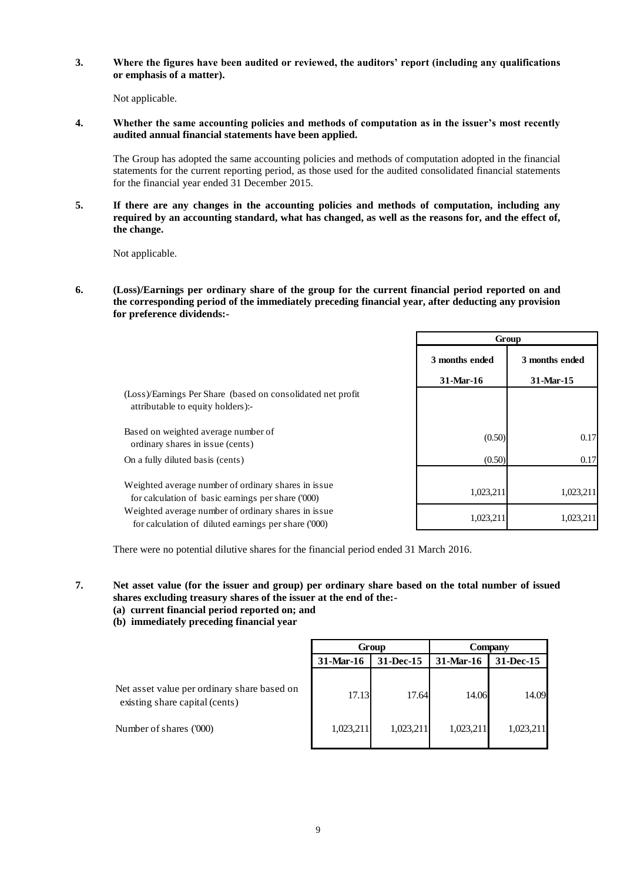**3. Where the figures have been audited or reviewed, the auditors' report (including any qualifications or emphasis of a matter).**

Not applicable.

**4. Whether the same accounting policies and methods of computation as in the issuer's most recently audited annual financial statements have been applied.**

The Group has adopted the same accounting policies and methods of computation adopted in the financial statements for the current reporting period, as those used for the audited consolidated financial statements for the financial year ended 31 December 2015.

**5. If there are any changes in the accounting policies and methods of computation, including any required by an accounting standard, what has changed, as well as the reasons for, and the effect of, the change.**

Not applicable.

**6. (Loss)/Earnings per ordinary share of the group for the current financial period reported on and the corresponding period of the immediately preceding financial year, after deducting any provision for preference dividends:-**

| | Group | |
|---|---|---|
| | 3 months ended 31-Mar-16 | 3 months ended 31-Mar-15 |
| (Loss)/Earnings Per Share (based on consolidated net profit attributable to equity holders):- | | |
| Based on weighted average number of ordinary shares in issue (cents) | (0.50) | 0.17 |
| On a fully diluted basis (cents) | (0.50) | 0.17 |
| Weighted average number of ordinary shares in issue for calculation of basic earnings per share ('000) | 1,023,211 | 1,023,211 |
| Weighted average number of ordinary shares in issue for calculation of diluted earnings per share ('000) | 1,023,211 | 1,023,211 |

There were no potential dilutive shares for the financial period ended 31 March 2016.

**7. Net asset value (for the issuer and group) per ordinary share based on the total number of issued shares excluding treasury shares of the issuer at the end of the:-**
**(a) current financial period reported on; and**
**(b) immediately preceding financial year**

| | Group | | Company | |
|---|---|---|---|---|
| | 31-Mar-16 | 31-Dec-15 | 31-Mar-16 | 31-Dec-15 |
| Net asset value per ordinary share based on existing share capital (cents) | 17.13 | 17.64 | 14.06 | 14.09 |
| Number of shares ('000) | 1,023,211 | 1,023,211 | 1,023,211 | 1,023,211 |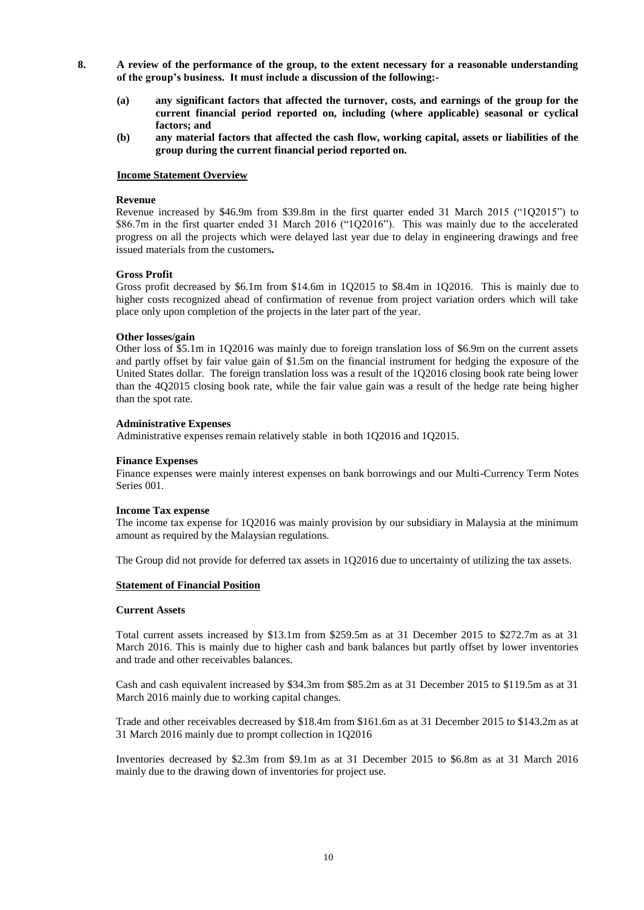**8. A review of the performance of the group, to the extent necessary for a reasonable understanding of the group's business. It must include a discussion of the following:-**

**(a) any significant factors that affected the turnover, costs, and earnings of the group for the current financial period reported on, including (where applicable) seasonal or cyclical factors; and**

**(b) any material factors that affected the cash flow, working capital, assets or liabilities of the group during the current financial period reported on.**

**Income Statement Overview**

**Revenue**

Revenue increased by $46.9m from $39.8m in the first quarter ended 31 March 2015 ("1Q2015") to $86.7m in the first quarter ended 31 March 2016 ("1Q2016"). This was mainly due to the accelerated progress on all the projects which were delayed last year due to delay in engineering drawings and free issued materials from the customers**.**

**Gross Profit**

Gross profit decreased by $6.1m from $14.6m in 1Q2015 to $8.4m in 1Q2016. This is mainly due to higher costs recognized ahead of confirmation of revenue from project variation orders which will take place only upon completion of the projects in the later part of the year.

**Other losses/gain**

Other loss of $5.1m in 1Q2016 was mainly due to foreign translation loss of $6.9m on the current assets and partly offset by fair value gain of $1.5m on the financial instrument for hedging the exposure of the United States dollar. The foreign translation loss was a result of the 1Q2016 closing book rate being lower than the 4Q2015 closing book rate, while the fair value gain was a result of the hedge rate being higher than the spot rate.

**Administrative Expenses**

Administrative expenses remain relatively stable in both 1Q2016 and 1Q2015.

**Finance Expenses**

Finance expenses were mainly interest expenses on bank borrowings and our Multi-Currency Term Notes Series 001.

**Income Tax expense**

The income tax expense for 1Q2016 was mainly provision by our subsidiary in Malaysia at the minimum amount as required by the Malaysian regulations.

The Group did not provide for deferred tax assets in 1Q2016 due to uncertainty of utilizing the tax assets.

**Statement of Financial Position**

**Current Assets**

Total current assets increased by $13.1m from $259.5m as at 31 December 2015 to $272.7m as at 31 March 2016. This is mainly due to higher cash and bank balances but partly offset by lower inventories and trade and other receivables balances.

Cash and cash equivalent increased by $34.3m from $85.2m as at 31 December 2015 to $119.5m as at 31 March 2016 mainly due to working capital changes.

Trade and other receivables decreased by $18.4m from $161.6m as at 31 December 2015 to $143.2m as at 31 March 2016 mainly due to prompt collection in 1Q2016

Inventories decreased by $2.3m from $9.1m as at 31 December 2015 to $6.8m as at 31 March 2016 mainly due to the drawing down of inventories for project use.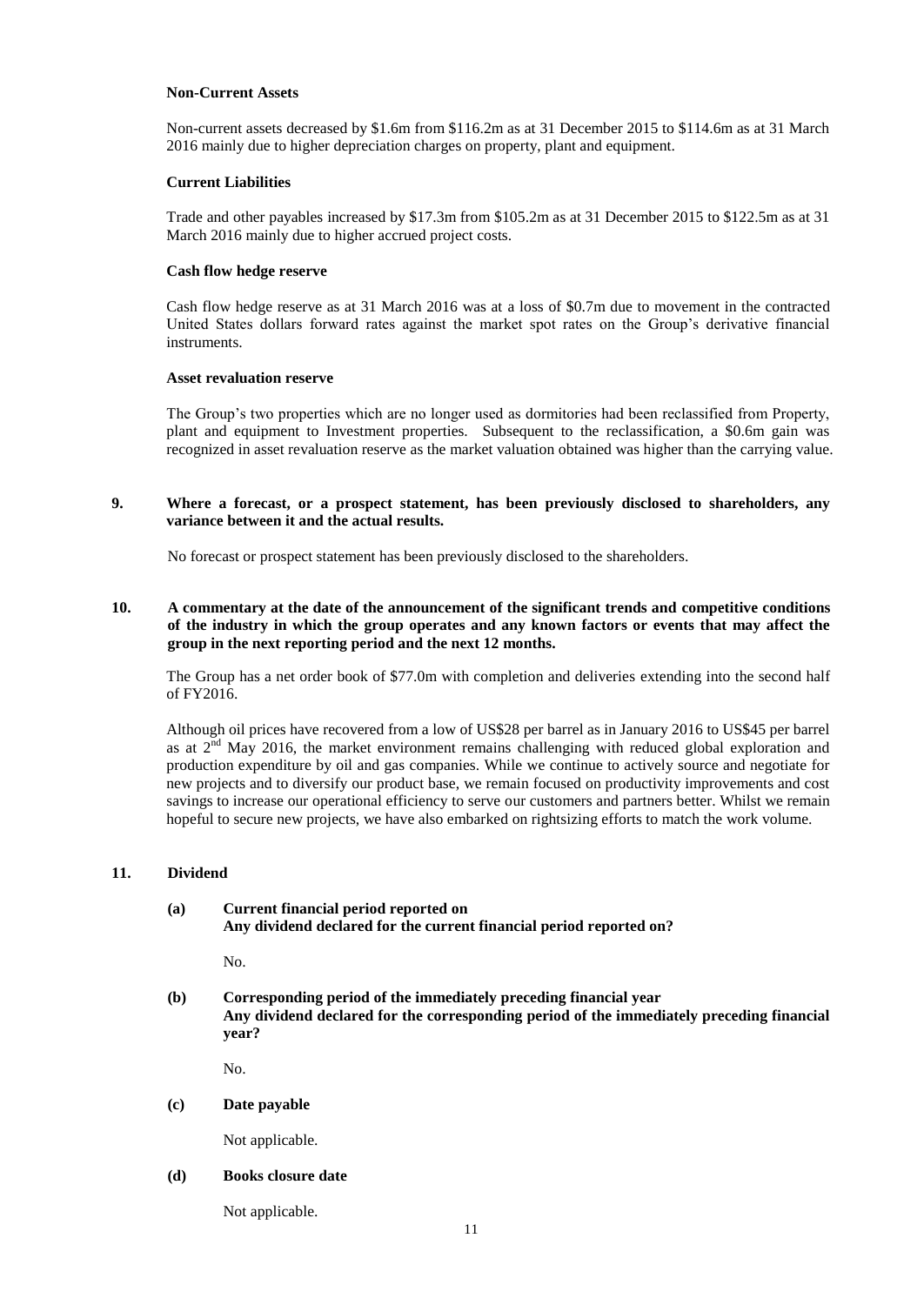**Non-Current Assets**

Non-current assets decreased by $1.6m from $116.2m as at 31 December 2015 to $114.6m as at 31 March 2016 mainly due to higher depreciation charges on property, plant and equipment.

**Current Liabilities**

Trade and other payables increased by $17.3m from $105.2m as at 31 December 2015 to $122.5m as at 31 March 2016 mainly due to higher accrued project costs.

**Cash flow hedge reserve**

Cash flow hedge reserve as at 31 March 2016 was at a loss of $0.7m due to movement in the contracted United States dollars forward rates against the market spot rates on the Group's derivative financial instruments.

**Asset revaluation reserve**

The Group's two properties which are no longer used as dormitories had been reclassified from Property, plant and equipment to Investment properties. Subsequent to the reclassification, a $0.6m gain was recognized in asset revaluation reserve as the market valuation obtained was higher than the carrying value.

**9. Where a forecast, or a prospect statement, has been previously disclosed to shareholders, any variance between it and the actual results.**

No forecast or prospect statement has been previously disclosed to the shareholders.

**10. A commentary at the date of the announcement of the significant trends and competitive conditions of the industry in which the group operates and any known factors or events that may affect the group in the next reporting period and the next 12 months.**

The Group has a net order book of $77.0m with completion and deliveries extending into the second half of FY2016.

Although oil prices have recovered from a low of US$28 per barrel as in January 2016 to US$45 per barrel as at 2nd May 2016, the market environment remains challenging with reduced global exploration and production expenditure by oil and gas companies. While we continue to actively source and negotiate for new projects and to diversify our product base, we remain focused on productivity improvements and cost savings to increase our operational efficiency to serve our customers and partners better. Whilst we remain hopeful to secure new projects, we have also embarked on rightsizing efforts to match the work volume.

**11. Dividend**

**(a) Current financial period reported on**
**Any dividend declared for the current financial period reported on?**

No.

**(b) Corresponding period of the immediately preceding financial year**
**Any dividend declared for the corresponding period of the immediately preceding financial year?**

No.

**(c) Date payable**

Not applicable.

**(d) Books closure date**

Not applicable.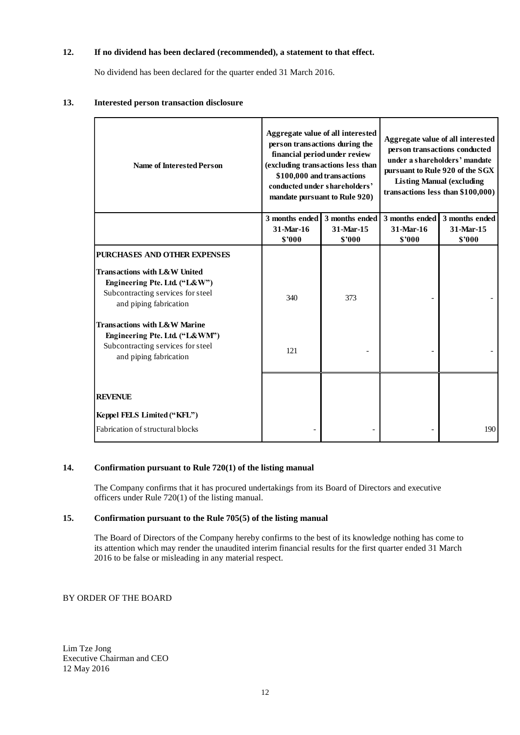**12. If no dividend has been declared (recommended), a statement to that effect.**

No dividend has been declared for the quarter ended 31 March 2016.

**13. Interested person transaction disclosure**

| Name of Interested Person | Aggregate value of all interested person transactions during the financial period under review (excluding transactions less than \$100,000 and transactions conducted under shareholders' mandate pursuant to Rule 920) | | Aggregate value of all interested person transactions conducted under a shareholders' mandate pursuant to Rule 920 of the SGX Listing Manual (excluding transactions less than \$100,000) | |
|---|---|---|---|---|
| | 3 months ended 31-Mar-16 \$'000 | 3 months ended 31-Mar-15 \$'000 | 3 months ended 31-Mar-16 \$'000 | 3 months ended 31-Mar-15 \$'000 |
| **PURCHASES AND OTHER EXPENSES** | | | | |
| **Transactions with L&W United Engineering Pte. Ltd. ("L&W")** | | | | |
| Subcontracting services for steel and piping fabrication | 340 | 373 | - | - |
| **Transactions with L&W Marine Engineering Pte. Ltd. ("L&WM")** | | | | |
| Subcontracting services for steel and piping fabrication | 121 | - | - | - |
| **REVENUE** | | | | |
| **Keppel FELS Limited ("KFL")** | | | | |
| Fabrication of structural blocks | - | - | - | 190 |

**14. Confirmation pursuant to Rule 720(1) of the listing manual**

The Company confirms that it has procured undertakings from its Board of Directors and executive officers under Rule 720(1) of the listing manual.

**15. Confirmation pursuant to the Rule 705(5) of the listing manual**

The Board of Directors of the Company hereby confirms to the best of its knowledge nothing has come to its attention which may render the unaudited interim financial results for the first quarter ended 31 March 2016 to be false or misleading in any material respect.

BY ORDER OF THE BOARD

Lim Tze Jong
Executive Chairman and CEO
12 May 2016